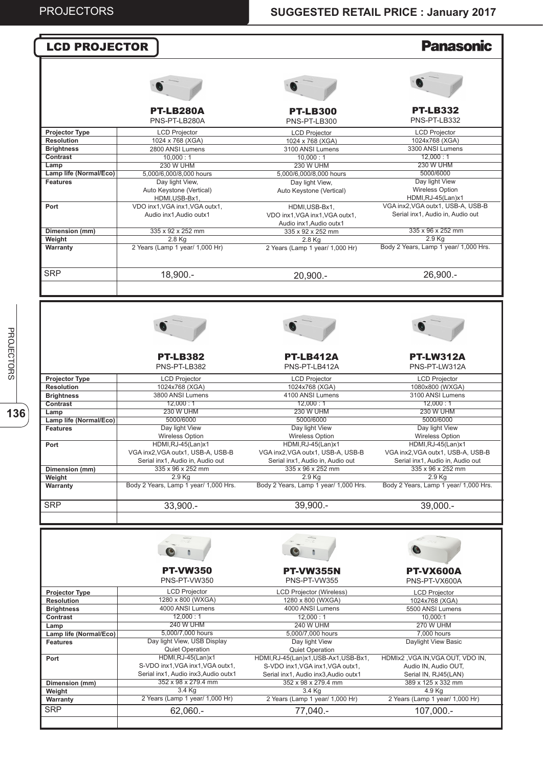# SUGGESTED RETAIL PRICE : January 2017

## LCD PROJECTOR

Panasonic

| | PT-LB280A<br>PNS-PT-LB280A | PT-LB300<br>PNS-PT-LB300 | PT-LB332<br>PNS-PT-LB332 |
|---|---|---|---|
| Projector Type | LCD Projector | LCD Projector | LCD Projector |
| Resolution | 1024 x 768 (XGA) | 1024 x 768 (XGA) | 1024x768 (XGA) |
| Brightness | 2800 ANSI Lumens | 3100 ANSI Lumens | 3300 ANSI Lumens |
| Contrast | 10,000 : 1 | 10,000 : 1 | 12,000 : 1 |
| Lamp | 230 W UHM | 230 W UHM | 230 W UHM |
| Lamp life (Normal/Eco) | 5,000/6,000/8,000 hours | 5,000/6,000/8,000 hours | 5000/6000 |
| Features | Day light View,<br>Auto Keystone (Vertical)<br>HDMI,USB-Bx1, | Day light View,<br>Auto Keystone (Vertical) | Day light View<br>Wireless Option<br>HDMI,RJ-45(Lan)x1 |
| Port | VDO inx1,VGA inx1,VGA outx1,<br>Audio inx1,Audio outx1 | HDMI,USB-Bx1,<br>VDO inx1,VGA inx1,VGA outx1,<br>Audio inx1,Audio outx1 | VGA inx2,VGA outx1, USB-A, USB-B<br>Serial inx1, Audio in, Audio out |
| Dimension (mm) | 335 x 92 x 252 mm | 335 x 92 x 252 mm | 335 x 96 x 252 mm |
| Weight | 2.8 Kg | 2.8 Kg | 2.9 Kg |
| Warranty | 2 Years (Lamp 1 year/ 1,000 Hr) | 2 Years (Lamp 1 year/ 1,000 Hr) | Body 2 Years, Lamp 1 year/ 1,000 Hrs. |
| SRP | 18,900.- | 20,900.- | 26,900.- |

| | PT-LB382<br>PNS-PT-LB382 | PT-LB412A<br>PNS-PT-LB412A | PT-LW312A<br>PNS-PT-LW312A |
|---|---|---|---|
| Projector Type | LCD Projector | LCD Projector | LCD Projector |
| Resolution | 1024x768 (XGA) | 1024x768 (XGA) | 1080x800 (WXGA) |
| Brightness | 3800 ANSI Lumens | 4100 ANSI Lumens | 3100 ANSI Lumens |
| Contrast | 12,000 : 1 | 12,000 : 1 | 12,000 : 1 |
| Lamp | 230 W UHM | 230 W UHM | 230 W UHM |
| Lamp life (Normal/Eco) | 5000/6000 | 5000/6000 | 5000/6000 |
| Features | Day light View<br>Wireless Option | Day light View<br>Wireless Option | Day light View<br>Wireless Option |
| Port | HDMI,RJ-45(Lan)x1<br>VGA inx2,VGA outx1, USB-A, USB-B<br>Serial inx1, Audio in, Audio out | HDMI,RJ-45(Lan)x1<br>VGA inx2,VGA outx1, USB-A, USB-B<br>Serial inx1, Audio in, Audio out | HDMI,RJ-45(Lan)x1<br>VGA inx2,VGA outx1, USB-A, USB-B<br>Serial inx1, Audio in, Audio out |
| Dimension (mm) | 335 x 96 x 252 mm | 335 x 96 x 252 mm | 335 x 96 x 252 mm |
| Weight | 2.9 Kg | 2.9 Kg | 2.9 Kg |
| Warranty | Body 2 Years, Lamp 1 year/ 1,000 Hrs. | Body 2 Years, Lamp 1 year/ 1,000 Hrs. | Body 2 Years, Lamp 1 year/ 1,000 Hrs. |
| SRP | 33,900.- | 39,900.- | 39,000.- |

| | PT-VW350<br>PNS-PT-VW350 | PT-VW355N<br>PNS-PT-VW355 | PT-VX600A<br>PNS-PT-VX600A |
|---|---|---|---|
| Projector Type | LCD Projector | LCD Projector (Wireless) | LCD Projector |
| Resolution | 1280 x 800 (WXGA) | 1280 x 800 (WXGA) | 1024x768 (XGA) |
| Brightness | 4000 ANSI Lumens | 4000 ANSI Lumens | 5500 ANSI Lumens |
| Contrast | 12,000 : 1 | 12,000 : 1 | 10,000:1 |
| Lamp | 240 W UHM | 240 W UHM | 270 W UHM |
| Lamp life (Normal/Eco) | 5,000/7,000 hours | 5,000/7,000 hours | 7,000 hours |
| Features | Day light View, USB Display<br>Quiet Operation | Day light View<br>Quiet Operation | Daylight View Basic |
| Port | HDMI,RJ-45(Lan)x1<br>S-VDO inx1,VGA inx1,VGA outx1,<br>Serial inx1, Audio inx3,Audio outx1 | HDMI,RJ-45(Lan)x1,USB-Ax1,USB-Bx1,<br>S-VDO inx1,VGA inx1,VGA outx1,<br>Serial inx1, Audio inx3,Audio outx1 | HDMIx2 ,VGA IN,VGA OUT, VDO IN,<br>Audio IN, Audio OUT,<br>Serial IN, RJ45(LAN) |
| Dimension (mm) | 352 x 98 x 279.4 mm | 352 x 98 x 279.4 mm | 389 x 125 x 332 mm |
| Weight | 3.4 Kg | 3.4 Kg | 4.9 Kg |
| Warranty | 2 Years (Lamp 1 year/ 1,000 Hr) | 2 Years (Lamp 1 year/ 1,000 Hr) | 2 Years (Lamp 1 year/ 1,000 Hr) |
| SRP | 62,060.- | 77,040.- | 107,000.- |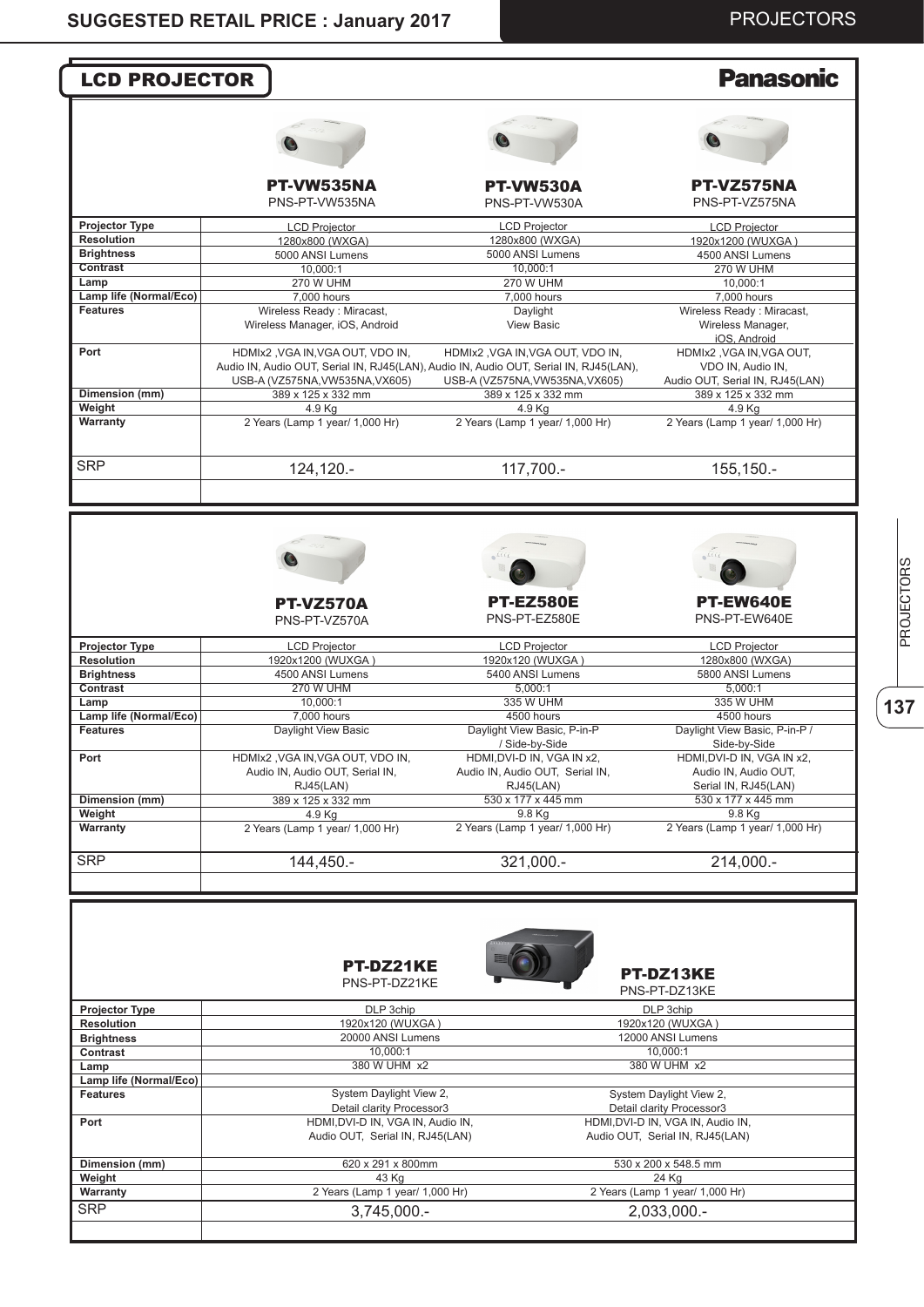## LCD PROJECTOR

**Panasonic**

| | PT-VW535NA<br>PNS-PT-VW535NA | PT-VW530A<br>PNS-PT-VW530A | PT-VZ575NA<br>PNS-PT-VZ575NA |
|---|---|---|---|
| **Projector Type** | LCD Projector | LCD Projector | LCD Projector |
| **Resolution** | 1280x800 (WXGA) | 1280x800 (WXGA) | 1920x1200 (WUXGA ) |
| **Brightness** | 5000 ANSI Lumens | 5000 ANSI Lumens | 4500 ANSI Lumens |
| **Contrast** | 10,000:1 | 10,000:1 | 270 W UHM |
| **Lamp** | 270 W UHM | 270 W UHM | 10,000:1 |
| **Lamp life (Normal/Eco)** | 7,000 hours | 7,000 hours | 7,000 hours |
| **Features** | Wireless Ready : Miracast, Wireless Manager, iOS, Android | Daylight View Basic | Wireless Ready : Miracast, Wireless Manager, iOS, Android |
| **Port** | HDMIx2 ,VGA IN,VGA OUT, VDO IN, Audio IN, Audio OUT, Serial IN, RJ45(LAN), USB-A (VZ575NA,VW535NA,VX605) | HDMIx2 ,VGA IN,VGA OUT, VDO IN, Audio IN, Audio OUT, Serial IN, RJ45(LAN), USB-A (VZ575NA,VW535NA,VX605) | HDMIx2 ,VGA IN,VGA OUT, VDO IN, Audio IN, Audio OUT, Serial IN, RJ45(LAN) |
| **Dimension (mm)** | 389 x 125 x 332 mm | 389 x 125 x 332 mm | 389 x 125 x 332 mm |
| **Weight** | 4.9 Kg | 4.9 Kg | 4.9 Kg |
| **Warranty** | 2 Years (Lamp 1 year/ 1,000 Hr) | 2 Years (Lamp 1 year/ 1,000 Hr) | 2 Years (Lamp 1 year/ 1,000 Hr) |
| SRP | 124,120.- | 117,700.- | 155,150.- |

| | PT-VZ570A<br>PNS-PT-VZ570A | PT-EZ580E<br>PNS-PT-EZ580E | PT-EW640E<br>PNS-PT-EW640E |
|---|---|---|---|
| **Projector Type** | LCD Projector | LCD Projector | LCD Projector |
| **Resolution** | 1920x1200 (WUXGA ) | 1920x120 (WUXGA ) | 1280x800 (WXGA) |
| **Brightness** | 4500 ANSI Lumens | 5400 ANSI Lumens | 5800 ANSI Lumens |
| **Contrast** | 270 W UHM | 5,000:1 | 5,000:1 |
| **Lamp** | 10,000:1 | 335 W UHM | 335 W UHM |
| **Lamp life (Normal/Eco)** | 7,000 hours | 4500 hours | 4500 hours |
| **Features** | Daylight View Basic | Daylight View Basic, P-in-P / Side-by-Side | Daylight View Basic, P-in-P / Side-by-Side |
| **Port** | HDMIx2 ,VGA IN,VGA OUT, VDO IN, Audio IN, Audio OUT, Serial IN, RJ45(LAN) | HDMI,DVI-D IN, VGA IN x2, Audio IN, Audio OUT, Serial IN, RJ45(LAN) | HDMI,DVI-D IN, VGA IN x2, Audio IN, Audio OUT, Serial IN, RJ45(LAN) |
| **Dimension (mm)** | 389 x 125 x 332 mm | 530 x 177 x 445 mm | 530 x 177 x 445 mm |
| **Weight** | 4.9 Kg | 9.8 Kg | 9.8 Kg |
| **Warranty** | 2 Years (Lamp 1 year/ 1,000 Hr) | 2 Years (Lamp 1 year/ 1,000 Hr) | 2 Years (Lamp 1 year/ 1,000 Hr) |
| SRP | 144,450.- | 321,000.- | 214,000.- |

| | PT-DZ21KE<br>PNS-PT-DZ21KE | PT-DZ13KE<br>PNS-PT-DZ13KE |
|---|---|---|
| **Projector Type** | DLP 3chip | DLP 3chip |
| **Resolution** | 1920x120 (WUXGA ) | 1920x120 (WUXGA ) |
| **Brightness** | 20000 ANSI Lumens | 12000 ANSI Lumens |
| **Contrast** | 10,000:1 | 10,000:1 |
| **Lamp** | 380 W UHM x2 | 380 W UHM x2 |
| **Lamp life (Normal/Eco)** | | |
| **Features** | System Daylight View 2, Detail clarity Processor3 | System Daylight View 2, Detail clarity Processor3 |
| **Port** | HDMI,DVI-D IN, VGA IN, Audio IN, Audio OUT, Serial IN, RJ45(LAN) | HDMI,DVI-D IN, VGA IN, Audio IN, Audio OUT, Serial IN, RJ45(LAN) |
| **Dimension (mm)** | 620 x 291 x 800mm | 530 x 200 x 548.5 mm |
| **Weight** | 43 Kg | 24 Kg |
| **Warranty** | 2 Years (Lamp 1 year/ 1,000 Hr) | 2 Years (Lamp 1 year/ 1,000 Hr) |
| SRP | 3,745,000.- | 2,033,000.- |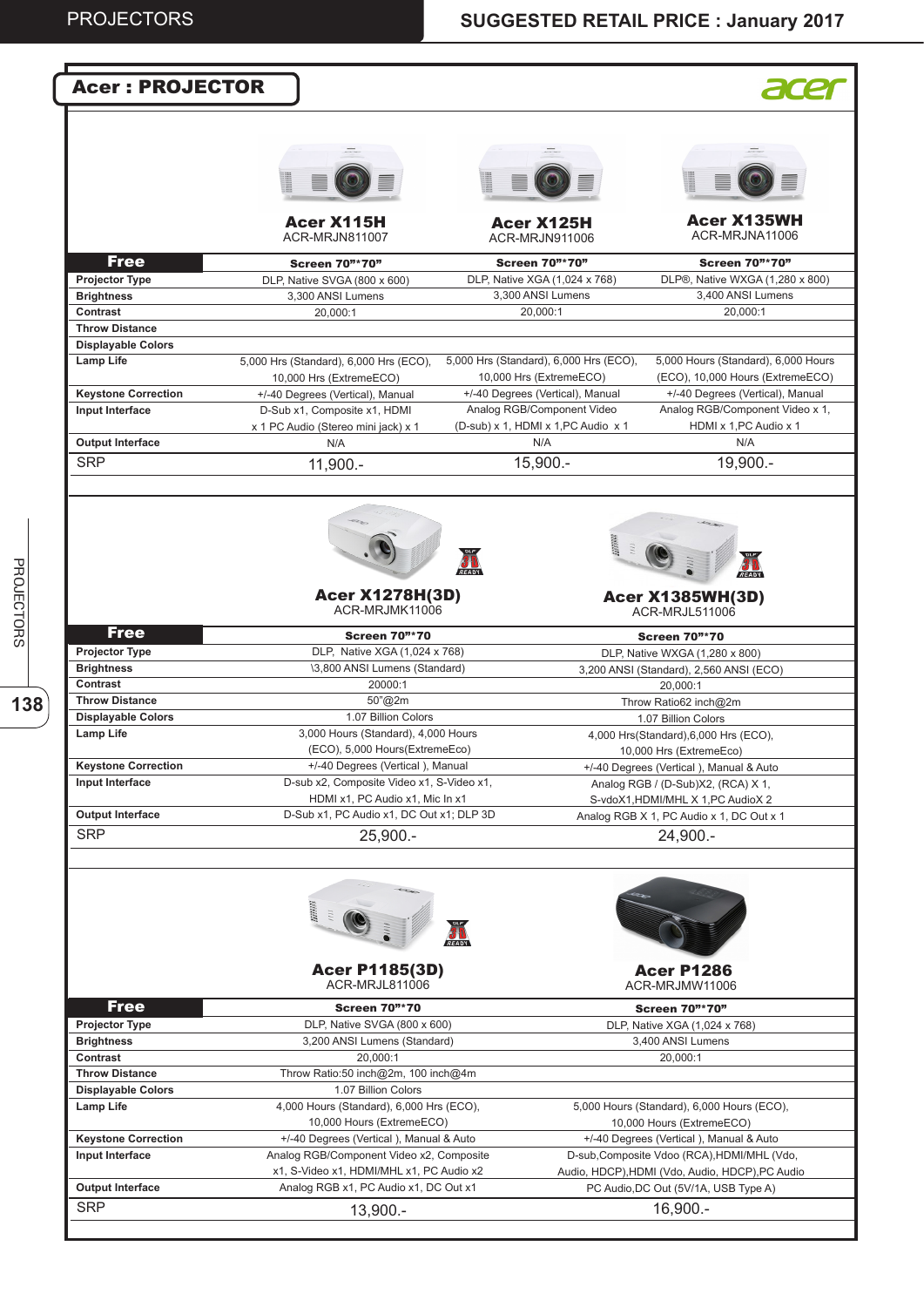## Acer : PROJECTOR

| | Acer X115H<br>ACR-MRJN811007 | Acer X125H<br>ACR-MRJN911006 | Acer X135WH<br>ACR-MRJNA11006 |
|---|---|---|---|
| **Free** | **Screen 70"*70"** | **Screen 70"*70"** | **Screen 70"*70"** |
| **Projector Type** | DLP, Native SVGA (800 x 600) | DLP, Native XGA (1,024 x 768) | DLP®, Native WXGA (1,280 x 800) |
| **Brightness** | 3,300 ANSI Lumens | 3,300 ANSI Lumens | 3,400 ANSI Lumens |
| **Contrast** | 20,000:1 | 20,000:1 | 20,000:1 |
| **Throw Distance** | | | |
| **Displayable Colors** | | | |
| **Lamp Life** | 5,000 Hrs (Standard), 6,000 Hrs (ECO), 10,000 Hrs (ExtremeECO) | 5,000 Hrs (Standard), 6,000 Hrs (ECO), 10,000 Hrs (ExtremeECO) | 5,000 Hours (Standard), 6,000 Hours (ECO), 10,000 Hours (ExtremeECO) |
| **Keystone Correction** | +/-40 Degrees (Vertical), Manual | +/-40 Degrees (Vertical), Manual | +/-40 Degrees (Vertical), Manual |
| **Input Interface** | D-Sub x1, Composite x1, HDMI x 1 PC Audio (Stereo mini jack) x 1 | Analog RGB/Component Video (D-sub) x 1, HDMI x 1,PC Audio x 1 | Analog RGB/Component Video x 1, HDMI x 1,PC Audio x 1 |
| **Output Interface** | N/A | N/A | N/A |
| SRP | 11,900.- | 15,900.- | 19,900.- |

| | Acer X1278H(3D)<br>ACR-MRJMK11006 | Acer X1385WH(3D)<br>ACR-MRJL511006 |
|---|---|---|
| **Free** | **Screen 70"*70** | **Screen 70"*70** |
| **Projector Type** | DLP, Native XGA (1,024 x 768) | DLP, Native WXGA (1,280 x 800) |
| **Brightness** | \3,800 ANSI Lumens (Standard) | 3,200 ANSI (Standard), 2,560 ANSI (ECO) |
| **Contrast** | 20000:1 | 20,000:1 |
| **Throw Distance** | 50"@2m | Throw Ratio62 inch@2m |
| **Displayable Colors** | 1.07 Billion Colors | 1.07 Billion Colors |
| **Lamp Life** | 3,000 Hours (Standard), 4,000 Hours (ECO), 5,000 Hours(ExtremeEco) | 4,000 Hrs(Standard),6,000 Hrs (ECO), 10,000 Hrs (ExtremeEco) |
| **Keystone Correction** | +/-40 Degrees (Vertical ), Manual | +/-40 Degrees (Vertical ), Manual & Auto |
| **Input Interface** | D-sub x2, Composite Video x1, S-Video x1, HDMI x1, PC Audio x1, Mic In x1 | Analog RGB / (D-Sub)X2, (RCA) X 1, S-vdoX1,HDMI/MHL X 1,PC AudioX 2 |
| **Output Interface** | D-Sub x1, PC Audio x1, DC Out x1; DLP 3D | Analog RGB X 1, PC Audio x 1, DC Out x 1 |
| SRP | 25,900.- | 24,900.- |

| | Acer P1185(3D)<br>ACR-MRJL811006 | Acer P1286<br>ACR-MRJMW11006 |
|---|---|---|
| **Free** | **Screen 70"*70** | **Screen 70"*70"** |
| **Projector Type** | DLP, Native SVGA (800 x 600) | DLP, Native XGA (1,024 x 768) |
| **Brightness** | 3,200 ANSI Lumens (Standard) | 3,400 ANSI Lumens |
| **Contrast** | 20,000:1 | 20,000:1 |
| **Throw Distance** | Throw Ratio:50 inch@2m, 100 inch@4m | |
| **Displayable Colors** | 1.07 Billion Colors | |
| **Lamp Life** | 4,000 Hours (Standard), 6,000 Hrs (ECO), 10,000 Hours (ExtremeECO) | 5,000 Hours (Standard), 6,000 Hours (ECO), 10,000 Hours (ExtremeECO) |
| **Keystone Correction** | +/-40 Degrees (Vertical ), Manual & Auto | +/-40 Degrees (Vertical ), Manual & Auto |
| **Input Interface** | Analog RGB/Component Video x2, Composite x1, S-Video x1, HDMI/MHL x1, PC Audio x2 | D-sub,Composite Vdoo (RCA),HDMI/MHL (Vdo, Audio, HDCP),HDMI (Vdo, Audio, HDCP),PC Audio |
| **Output Interface** | Analog RGB x1, PC Audio x1, DC Out x1 | PC Audio,DC Out (5V/1A, USB Type A) |
| SRP | 13,900.- | 16,900.- |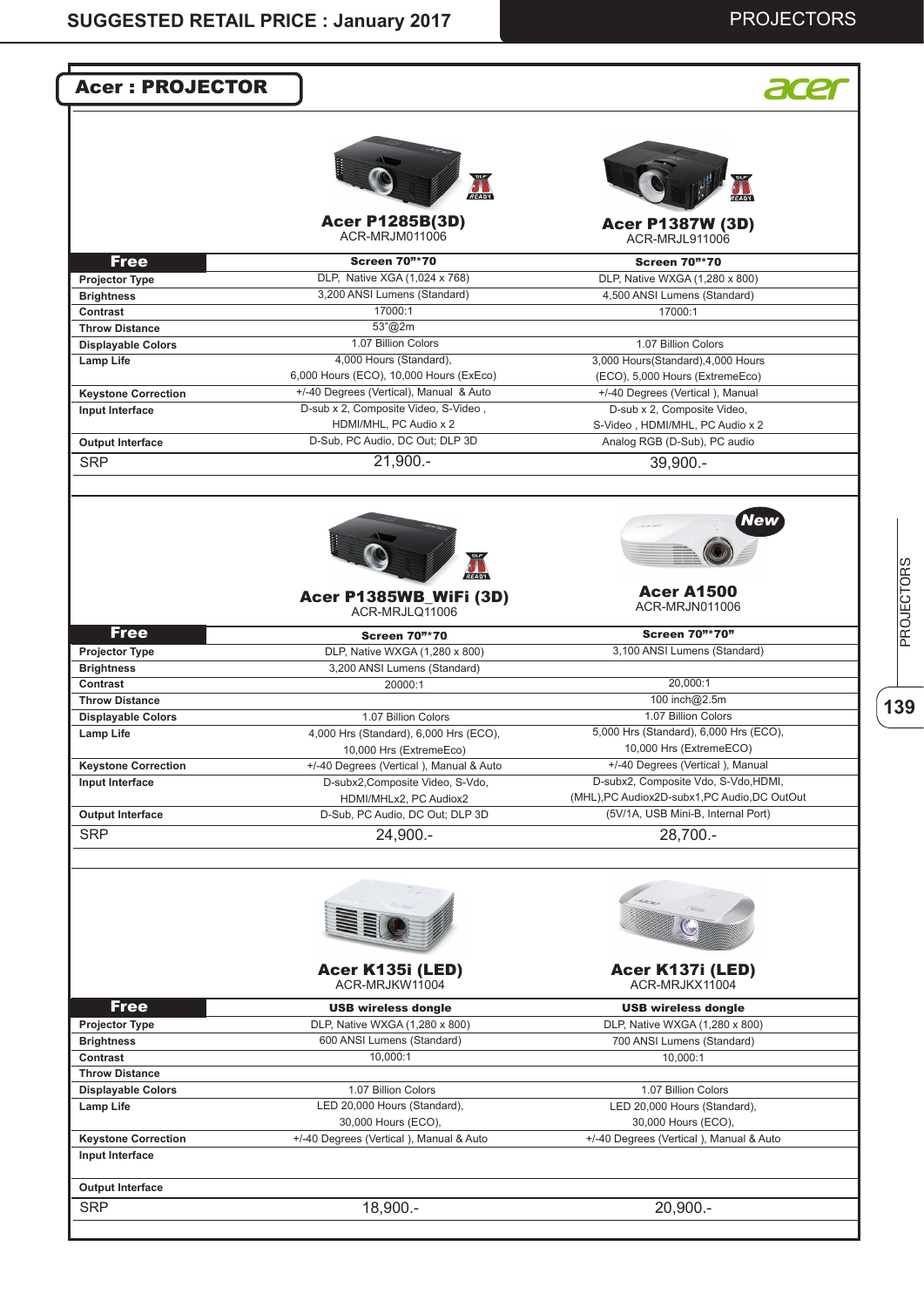## Acer : PROJECTOR

| | Acer P1285B(3D) ACR-MRJM011006 | Acer P1387W (3D) ACR-MRJL911006 |
|---|---|---|
| **Free** | **Screen 70"*70** | **Screen 70"*70** |
| **Projector Type** | DLP, Native XGA (1,024 x 768) | DLP, Native WXGA (1,280 x 800) |
| **Brightness** | 3,200 ANSI Lumens (Standard) | 4,500 ANSI Lumens (Standard) |
| **Contrast** | 17000:1 | 17000:1 |
| **Throw Distance** | 53"@2m | |
| **Displayable Colors** | 1.07 Billion Colors | 1.07 Billion Colors |
| **Lamp Life** | 4,000 Hours (Standard), 6,000 Hours (ECO), 10,000 Hours (ExEco) | 3,000 Hours(Standard),4,000 Hours (ECO), 5,000 Hours (ExtremeEco) |
| **Keystone Correction** | +/-40 Degrees (Vertical), Manual & Auto | +/-40 Degrees (Vertical ), Manual |
| **Input Interface** | D-sub x 2, Composite Video, S-Video , HDMI/MHL, PC Audio x 2 | D-sub x 2, Composite Video, S-Video , HDMI/MHL, PC Audio x 2 |
| **Output Interface** | D-Sub, PC Audio, DC Out; DLP 3D | Analog RGB (D-Sub), PC audio |
| SRP | 21,900.- | 39,900.- |

| | Acer P1385WB_WiFi (3D) ACR-MRJLQ11006 | Acer A1500 (New) ACR-MRJN011006 |
|---|---|---|
| **Free** | **Screen 70"*70** | **Screen 70"*70"** |
| **Projector Type** | DLP, Native WXGA (1,280 x 800) | 3,100 ANSI Lumens (Standard) |
| **Brightness** | 3,200 ANSI Lumens (Standard) | |
| **Contrast** | 20000:1 | 20,000:1 |
| **Throw Distance** | | 100 inch@2.5m |
| **Displayable Colors** | 1.07 Billion Colors | 1.07 Billion Colors |
| **Lamp Life** | 4,000 Hrs (Standard), 6,000 Hrs (ECO), 10,000 Hrs (ExtremeEco) | 5,000 Hrs (Standard), 6,000 Hrs (ECO), 10,000 Hrs (ExtremeECO) |
| **Keystone Correction** | +/-40 Degrees (Vertical ), Manual & Auto | +/-40 Degrees (Vertical ), Manual |
| **Input Interface** | D-subx2,Composite Video, S-Vdo, HDMI/MHLx2, PC Audiox2 | D-subx2, Composite Vdo, S-Vdo,HDMI,(MHL),PC Audiox2D-subx1,PC Audio,DC OutOut |
| **Output Interface** | D-Sub, PC Audio, DC Out; DLP 3D | (5V/1A, USB Mini-B, Internal Port) |
| SRP | 24,900.- | 28,700.- |

| | Acer K135i (LED) ACR-MRJKW11004 | Acer K137i (LED) ACR-MRJKX11004 |
|---|---|---|
| **Free** | **USB wireless dongle** | **USB wireless dongle** |
| **Projector Type** | DLP, Native WXGA (1,280 x 800) | DLP, Native WXGA (1,280 x 800) |
| **Brightness** | 600 ANSI Lumens (Standard) | 700 ANSI Lumens (Standard) |
| **Contrast** | 10,000:1 | 10,000:1 |
| **Throw Distance** | | |
| **Displayable Colors** | 1.07 Billion Colors | 1.07 Billion Colors |
| **Lamp Life** | LED 20,000 Hours (Standard), 30,000 Hours (ECO), | LED 20,000 Hours (Standard), 30,000 Hours (ECO), |
| **Keystone Correction** | +/-40 Degrees (Vertical ), Manual & Auto | +/-40 Degrees (Vertical ), Manual & Auto |
| **Input Interface** | | |
| **Output Interface** | | |
| SRP | 18,900.- | 20,900.- |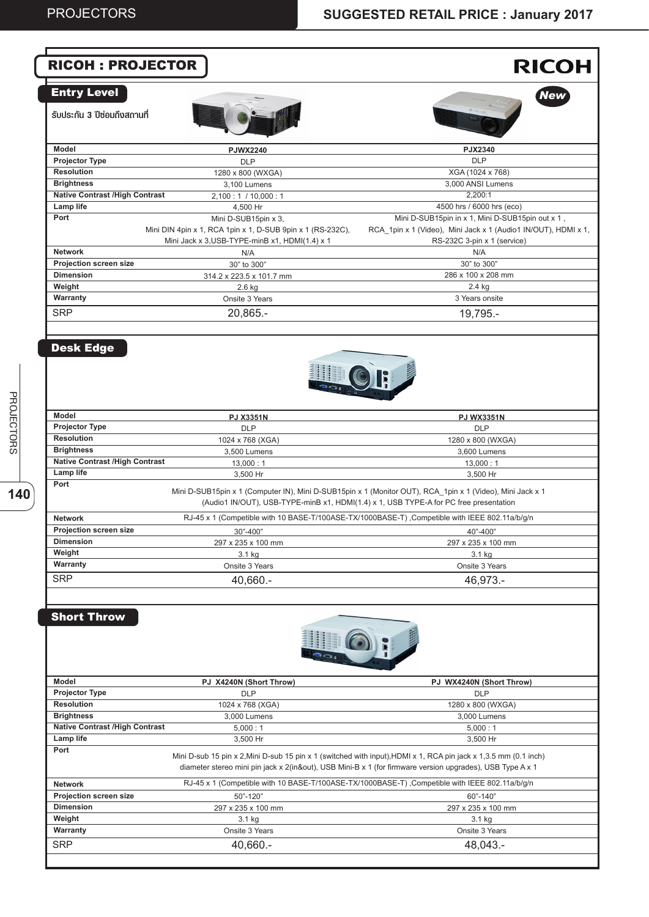## RICOH : PROJECTOR

RICOH

### Entry Level

รับประกัน 3 ปีซ่อมถึงสถานที่

New

| Model | PJWX2240 | PJX2340 |
|---|---|---|
| Projector Type | DLP | DLP |
| Resolution | 1280 x 800 (WXGA) | XGA (1024 x 768) |
| Brightness | 3,100 Lumens | 3,000 ANSI Lumens |
| Native Contrast /High Contrast | 2,100 : 1 / 10,000 : 1 | 2,200:1 |
| Lamp life | 4,500 Hr | 4500 hrs / 6000 hrs (eco) |
| Port | Mini D-SUB15pin x 3, Mini DIN 4pin x 1, RCA 1pin x 1, D-SUB 9pin x 1 (RS-232C), Mini Jack x 3,USB-TYPE-minB x1, HDMI(1.4) x 1 | Mini D-SUB15pin in x 1, Mini D-SUB15pin out x 1 , RCA_1pin x 1 (Video), Mini Jack x 1 (Audio1 IN/OUT), HDMI x 1, RS-232C 3-pin x 1 (service) |
| Network | N/A | N/A |
| Projection screen size | 30" to 300" | 30" to 300" |
| Dimension | 314.2 x 223.5 x 101.7 mm | 286 x 100 x 208 mm |
| Weight | 2.6 kg | 2.4 kg |
| Warranty | Onsite 3 Years | 3 Years onsite |
| SRP | 20,865.- | 19,795.- |

### Desk Edge

| Model | PJ X3351N | PJ WX3351N |
|---|---|---|
| Projector Type | DLP | DLP |
| Resolution | 1024 x 768 (XGA) | 1280 x 800 (WXGA) |
| Brightness | 3,500 Lumens | 3,600 Lumens |
| Native Contrast /High Contrast | 13,000 : 1 | 13,000 : 1 |
| Lamp life | 3,500 Hr | 3,500 Hr |
| Port | Mini D-SUB15pin x 1 (Computer IN), Mini D-SUB15pin x 1 (Monitor OUT), RCA_1pin x 1 (Video), Mini Jack x 1 (Audio1 IN/OUT), USB-TYPE-minB x1, HDMI(1.4) x 1, USB TYPE-A for PC free presentation | |
| Network | RJ-45 x 1 (Competible with 10 BASE-T/100ASE-TX/1000BASE-T) ,Competible with IEEE 802.11a/b/g/n | |
| Projection screen size | 30"-400" | 40"-400" |
| Dimension | 297 x 235 x 100 mm | 297 x 235 x 100 mm |
| Weight | 3.1 kg | 3.1 kg |
| Warranty | Onsite 3 Years | Onsite 3 Years |
| SRP | 40,660.- | 46,973.- |

### Short Throw

| Model | PJ X4240N (Short Throw) | PJ WX4240N (Short Throw) |
|---|---|---|
| Projector Type | DLP | DLP |
| Resolution | 1024 x 768 (XGA) | 1280 x 800 (WXGA) |
| Brightness | 3,000 Lumens | 3,000 Lumens |
| Native Contrast /High Contrast | 5,000 : 1 | 5,000 : 1 |
| Lamp life | 3,500 Hr | 3,500 Hr |
| Port | Mini D-sub 15 pin x 2,Mini D-sub 15 pin x 1 (switched with input),HDMI x 1, RCA pin jack x 1,3.5 mm (0.1 inch) diameter stereo mini pin jack x 2(in&out), USB Mini-B x 1 (for firmware version upgrades), USB Type A x 1 | |
| Network | RJ-45 x 1 (Competible with 10 BASE-T/100ASE-TX/1000BASE-T) ,Competible with IEEE 802.11a/b/g/n | |
| Projection screen size | 50"-120" | 60"-140" |
| Dimension | 297 x 235 x 100 mm | 297 x 235 x 100 mm |
| Weight | 3.1 kg | 3.1 kg |
| Warranty | Onsite 3 Years | Onsite 3 Years |
| SRP | 40,660.- | 48,043.- |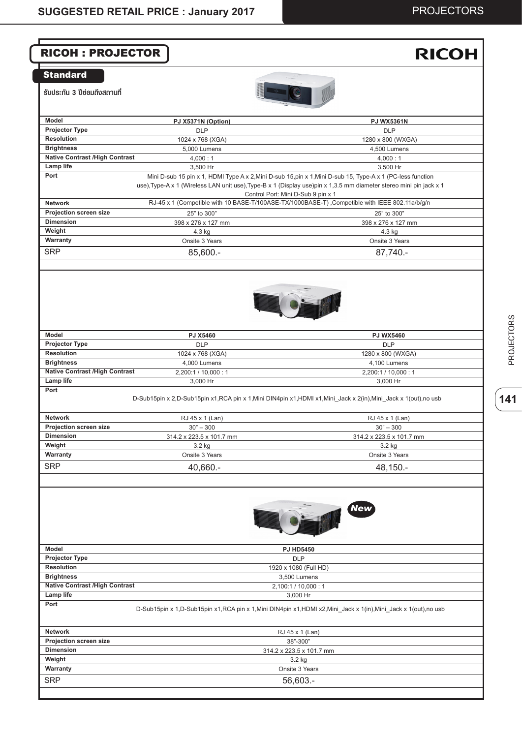# RICOH : PROJECTOR

## Standard

รับประกัน 3 ปีซ่อมถึงสถานที่

| Model | PJ X5371N (Option) | PJ WX5361N |
|---|---|---|
| Projector Type | DLP | DLP |
| Resolution | 1024 x 768 (XGA) | 1280 x 800 (WXGA) |
| Brightness | 5,000 Lumens | 4,500 Lumens |
| Native Contrast /High Contrast | 4,000 : 1 | 4,000 : 1 |
| Lamp life | 3,500 Hr | 3,500 Hr |
| Port | Mini D-sub 15 pin x 1, HDMI Type A x 2,Mini D-sub 15,pin x 1,Mini D-sub 15, Type-A x 1 (PC-less function use),Type-A x 1 (Wireless LAN unit use),Type-B x 1 (Display use)pin x 1,3.5 mm diameter stereo mini pin jack x 1 Control Port: Mini D-Sub 9 pin x 1 | |
| Network | RJ-45 x 1 (Competible with 10 BASE-T/100ASE-TX/1000BASE-T) ,Competible with IEEE 802.11a/b/g/n | |
| Projection screen size | 25" to 300" | 25" to 300" |
| Dimension | 398 x 276 x 127 mm | 398 x 276 x 127 mm |
| Weight | 4.3 kg | 4.3 kg |
| Warranty | Onsite 3 Years | Onsite 3 Years |
| SRP | 85,600.- | 87,740.- |

| Model | PJ X5460 | PJ WX5460 |
|---|---|---|
| Projector Type | DLP | DLP |
| Resolution | 1024 x 768 (XGA) | 1280 x 800 (WXGA) |
| Brightness | 4,000 Lumens | 4,100 Lumens |
| Native Contrast /High Contrast | 2,200:1 / 10,000 : 1 | 2,200:1 / 10,000 : 1 |
| Lamp life | 3,000 Hr | 3,000 Hr |
| Port | D-Sub15pin x 2,D-Sub15pin x1,RCA pin x 1,Mini DIN4pin x1,HDMI x1,Mini_Jack x 2(in),Mini_Jack x 1(out),no usb | |
| Network | RJ 45 x 1 (Lan) | RJ 45 x 1 (Lan) |
| Projection screen size | 30" – 300 | 30" – 300 |
| Dimension | 314.2 x 223.5 x 101.7 mm | 314.2 x 223.5 x 101.7 mm |
| Weight | 3.2 kg | 3.2 kg |
| Warranty | Onsite 3 Years | Onsite 3 Years |
| SRP | 40,660.- | 48,150.- |

**New**

| Model | PJ HD5450 |
|---|---|
| Projector Type | DLP |
| Resolution | 1920 x 1080 (Full HD) |
| Brightness | 3,500 Lumens |
| Native Contrast /High Contrast | 2,100:1 / 10,000 : 1 |
| Lamp life | 3,000 Hr |
| Port | D-Sub15pin x 1,D-Sub15pin x1,RCA pin x 1,Mini DIN4pin x1,HDMI x2,Mini_Jack x 1(in),Mini_Jack x 1(out),no usb |
| Network | RJ 45 x 1 (Lan) |
| Projection screen size | 38"-300" |
| Dimension | 314.2 x 223.5 x 101.7 mm |
| Weight | 3.2 kg |
| Warranty | Onsite 3 Years |
| SRP | 56,603.- |